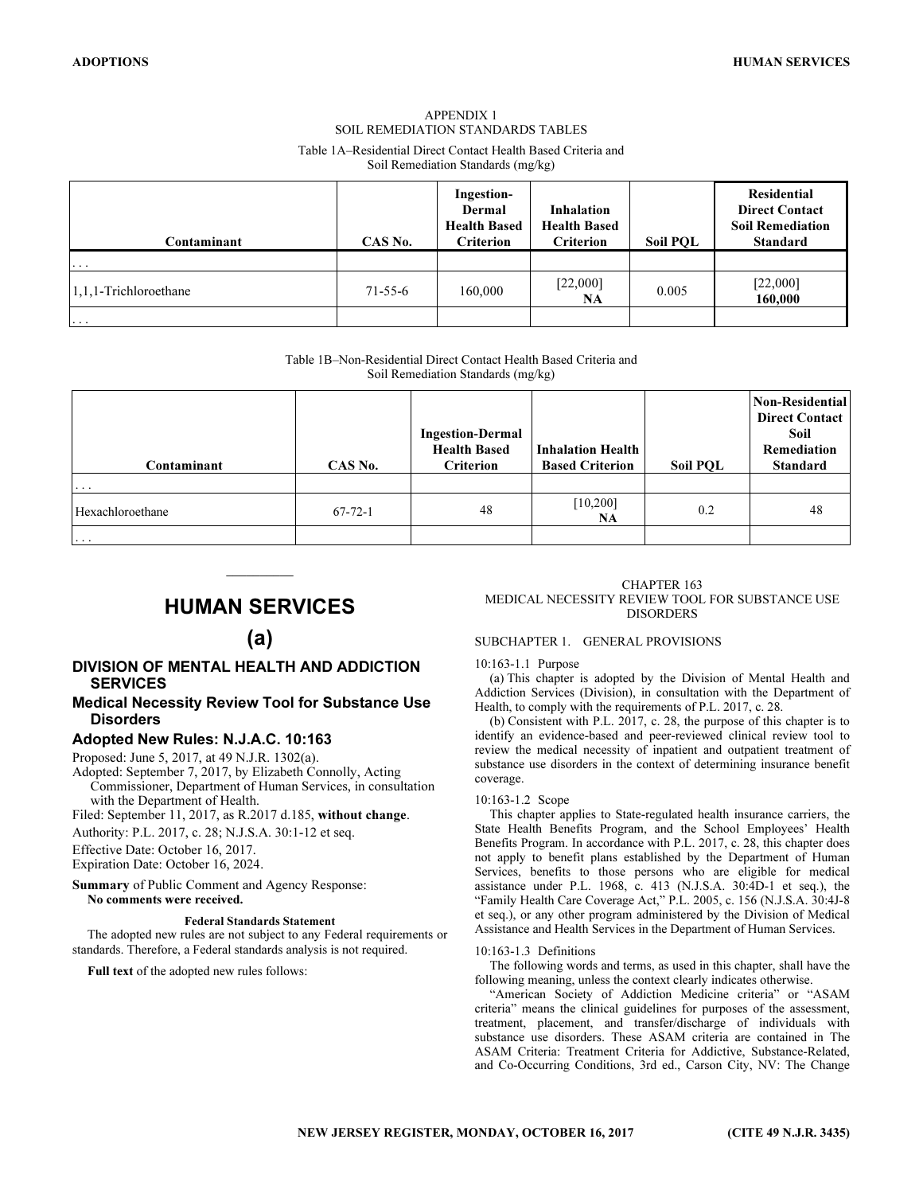APPENDIX 1
SOIL REMEDIATION STANDARDS TABLES

Table 1A–Residential Direct Contact Health Based Criteria and Soil Remediation Standards (mg/kg)

| Contaminant | CAS No. | Ingestion-Dermal Health Based Criterion | Inhalation Health Based Criterion | Soil PQL | Residential Direct Contact Soil Remediation Standard |
|---|---|---|---|---|---|
| . . . | | | | | |
| 1,1,1-Trichloroethane | 71-55-6 | 160,000 | [22,000] **NA** | 0.005 | [22,000] **160,000** |
| . . . | | | | | |

Table 1B–Non-Residential Direct Contact Health Based Criteria and Soil Remediation Standards (mg/kg)

| Contaminant | CAS No. | Ingestion-Dermal Health Based Criterion | Inhalation Health Based Criterion | Soil PQL | Non-Residential Direct Contact Soil Remediation Standard |
|---|---|---|---|---|---|
| . . . | | | | | |
| Hexachloroethane | 67-72-1 | 48 | [10,200] **NA** | 0.2 | 48 |
| . . . | | | | | |

# HUMAN SERVICES

## (a)

### DIVISION OF MENTAL HEALTH AND ADDICTION SERVICES

### Medical Necessity Review Tool for Substance Use Disorders

### Adopted New Rules: N.J.A.C. 10:163

Proposed: June 5, 2017, at 49 N.J.R. 1302(a).

Adopted: September 7, 2017, by Elizabeth Connolly, Acting Commissioner, Department of Human Services, in consultation with the Department of Health.

Filed: September 11, 2017, as R.2017 d.185, **without change**.

Authority: P.L. 2017, c. 28; N.J.S.A. 30:1-12 et seq.

Effective Date: October 16, 2017.

Expiration Date: October 16, 2024.

**Summary** of Public Comment and Agency Response:
**No comments were received.**

**Federal Standards Statement**

The adopted new rules are not subject to any Federal requirements or standards. Therefore, a Federal standards analysis is not required.

**Full text** of the adopted new rules follows:

CHAPTER 163
MEDICAL NECESSITY REVIEW TOOL FOR SUBSTANCE USE DISORDERS

SUBCHAPTER 1. GENERAL PROVISIONS

10:163-1.1 Purpose

(a) This chapter is adopted by the Division of Mental Health and Addiction Services (Division), in consultation with the Department of Health, to comply with the requirements of P.L. 2017, c. 28.

(b) Consistent with P.L. 2017, c. 28, the purpose of this chapter is to identify an evidence-based and peer-reviewed clinical review tool to review the medical necessity of inpatient and outpatient treatment of substance use disorders in the context of determining insurance benefit coverage.

10:163-1.2 Scope

This chapter applies to State-regulated health insurance carriers, the State Health Benefits Program, and the School Employees' Health Benefits Program. In accordance with P.L. 2017, c. 28, this chapter does not apply to benefit plans established by the Department of Human Services, benefits to those persons who are eligible for medical assistance under P.L. 1968, c. 413 (N.J.S.A. 30:4D-1 et seq.), the "Family Health Care Coverage Act," P.L. 2005, c. 156 (N.J.S.A. 30:4J-8 et seq.), or any other program administered by the Division of Medical Assistance and Health Services in the Department of Human Services.

10:163-1.3 Definitions

The following words and terms, as used in this chapter, shall have the following meaning, unless the context clearly indicates otherwise.

"American Society of Addiction Medicine criteria" or "ASAM criteria" means the clinical guidelines for purposes of the assessment, treatment, placement, and transfer/discharge of individuals with substance use disorders. These ASAM criteria are contained in The ASAM Criteria: Treatment Criteria for Addictive, Substance-Related, and Co-Occurring Conditions, 3rd ed., Carson City, NV: The Change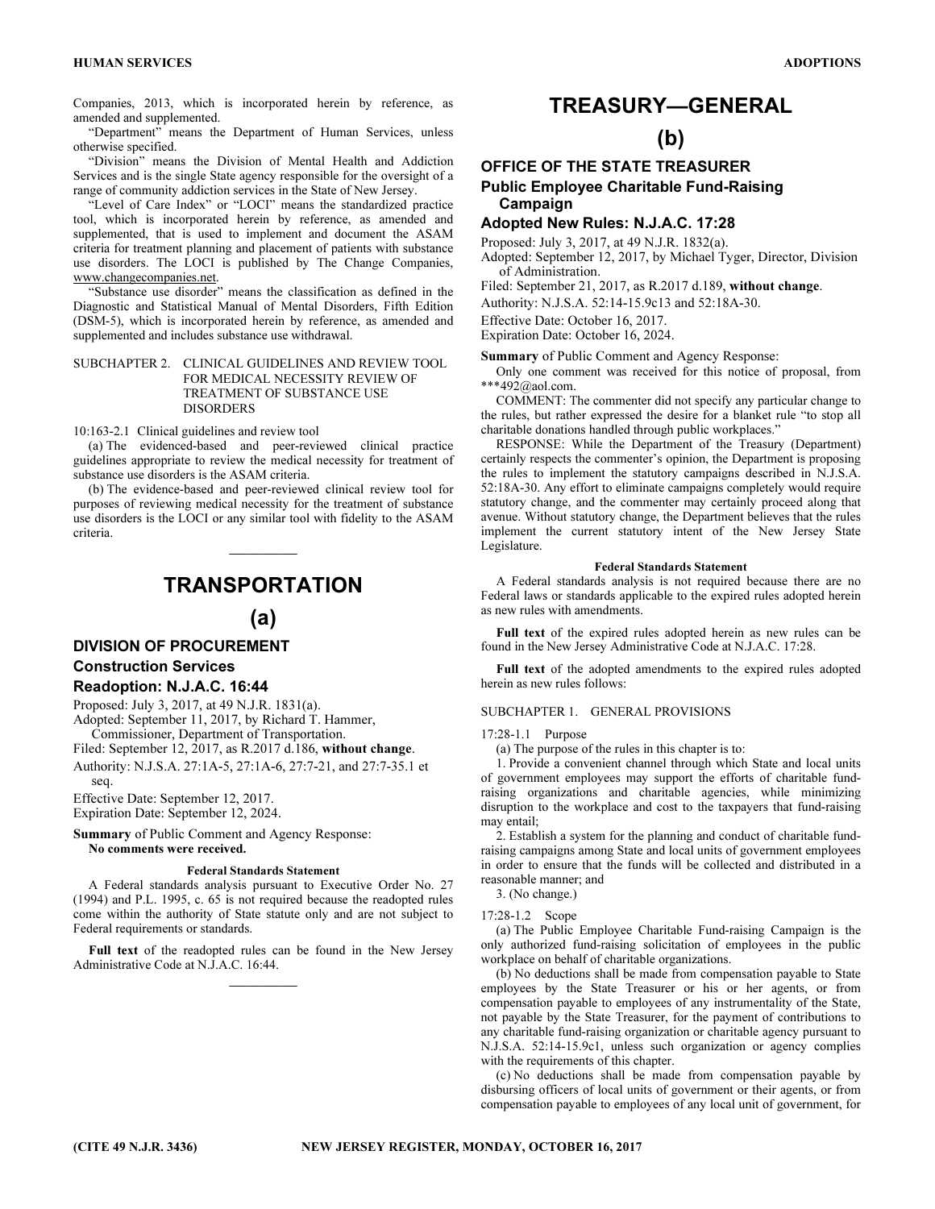Companies, 2013, which is incorporated herein by reference, as amended and supplemented.

"Department" means the Department of Human Services, unless otherwise specified.

"Division" means the Division of Mental Health and Addiction Services and is the single State agency responsible for the oversight of a range of community addiction services in the State of New Jersey.

"Level of Care Index" or "LOCI" means the standardized practice tool, which is incorporated herein by reference, as amended and supplemented, that is used to implement and document the ASAM criteria for treatment planning and placement of patients with substance use disorders. The LOCI is published by The Change Companies, www.changecompanies.net.

"Substance use disorder" means the classification as defined in the Diagnostic and Statistical Manual of Mental Disorders, Fifth Edition (DSM-5), which is incorporated herein by reference, as amended and supplemented and includes substance use withdrawal.

SUBCHAPTER 2. CLINICAL GUIDELINES AND REVIEW TOOL FOR MEDICAL NECESSITY REVIEW OF TREATMENT OF SUBSTANCE USE DISORDERS

10:163-2.1 Clinical guidelines and review tool

(a) The evidenced-based and peer-reviewed clinical practice guidelines appropriate to review the medical necessity for treatment of substance use disorders is the ASAM criteria.

(b) The evidence-based and peer-reviewed clinical review tool for purposes of reviewing medical necessity for the treatment of substance use disorders is the LOCI or any similar tool with fidelity to the ASAM criteria.

# TRANSPORTATION

## (a)

### DIVISION OF PROCUREMENT

### Construction Services

### Readoption: N.J.A.C. 16:44

Proposed: July 3, 2017, at 49 N.J.R. 1831(a).

Adopted: September 11, 2017, by Richard T. Hammer, Commissioner, Department of Transportation.

Filed: September 12, 2017, as R.2017 d.186, **without change**.

Authority: N.J.S.A. 27:1A-5, 27:1A-6, 27:7-21, and 27:7-35.1 et seq.

Effective Date: September 12, 2017.

Expiration Date: September 12, 2024.

**Summary** of Public Comment and Agency Response:

**No comments were received.**

**Federal Standards Statement**

A Federal standards analysis pursuant to Executive Order No. 27 (1994) and P.L. 1995, c. 65 is not required because the readopted rules come within the authority of State statute only and are not subject to Federal requirements or standards.

**Full text** of the readopted rules can be found in the New Jersey Administrative Code at N.J.A.C. 16:44.

# TREASURY—GENERAL

## (b)

### OFFICE OF THE STATE TREASURER

### Public Employee Charitable Fund-Raising Campaign

### Adopted New Rules: N.J.A.C. 17:28

Proposed: July 3, 2017, at 49 N.J.R. 1832(a).

Adopted: September 12, 2017, by Michael Tyger, Director, Division of Administration.

Filed: September 21, 2017, as R.2017 d.189, **without change**.

Authority: N.J.S.A. 52:14-15.9c13 and 52:18A-30.

Effective Date: October 16, 2017.

Expiration Date: October 16, 2024.

**Summary** of Public Comment and Agency Response:

Only one comment was received for this notice of proposal, from ***492@aol.com.

COMMENT: The commenter did not specify any particular change to the rules, but rather expressed the desire for a blanket rule "to stop all charitable donations handled through public workplaces."

RESPONSE: While the Department of the Treasury (Department) certainly respects the commenter's opinion, the Department is proposing the rules to implement the statutory campaigns described in N.J.S.A. 52:18A-30. Any effort to eliminate campaigns completely would require statutory change, and the commenter may certainly proceed along that avenue. Without statutory change, the Department believes that the rules implement the current statutory intent of the New Jersey State Legislature.

**Federal Standards Statement**

A Federal standards analysis is not required because there are no Federal laws or standards applicable to the expired rules adopted herein as new rules with amendments.

**Full text** of the expired rules adopted herein as new rules can be found in the New Jersey Administrative Code at N.J.A.C. 17:28.

**Full text** of the adopted amendments to the expired rules adopted herein as new rules follows:

SUBCHAPTER 1. GENERAL PROVISIONS

17:28-1.1 Purpose

(a) The purpose of the rules in this chapter is to:

1. Provide a convenient channel through which State and local units of government employees may support the efforts of charitable fund-raising organizations and charitable agencies, while minimizing disruption to the workplace and cost to the taxpayers that fund-raising may entail;

2. Establish a system for the planning and conduct of charitable fund-raising campaigns among State and local units of government employees in order to ensure that the funds will be collected and distributed in a reasonable manner; and

3. (No change.)

17:28-1.2 Scope

(a) The Public Employee Charitable Fund-raising Campaign is the only authorized fund-raising solicitation of employees in the public workplace on behalf of charitable organizations.

(b) No deductions shall be made from compensation payable to State employees by the State Treasurer or his or her agents, or from compensation payable to employees of any instrumentality of the State, not payable by the State Treasurer, for the payment of contributions to any charitable fund-raising organization or charitable agency pursuant to N.J.S.A. 52:14-15.9c1, unless such organization or agency complies with the requirements of this chapter.

(c) No deductions shall be made from compensation payable by disbursing officers of local units of government or their agents, or from compensation payable to employees of any local unit of government, for